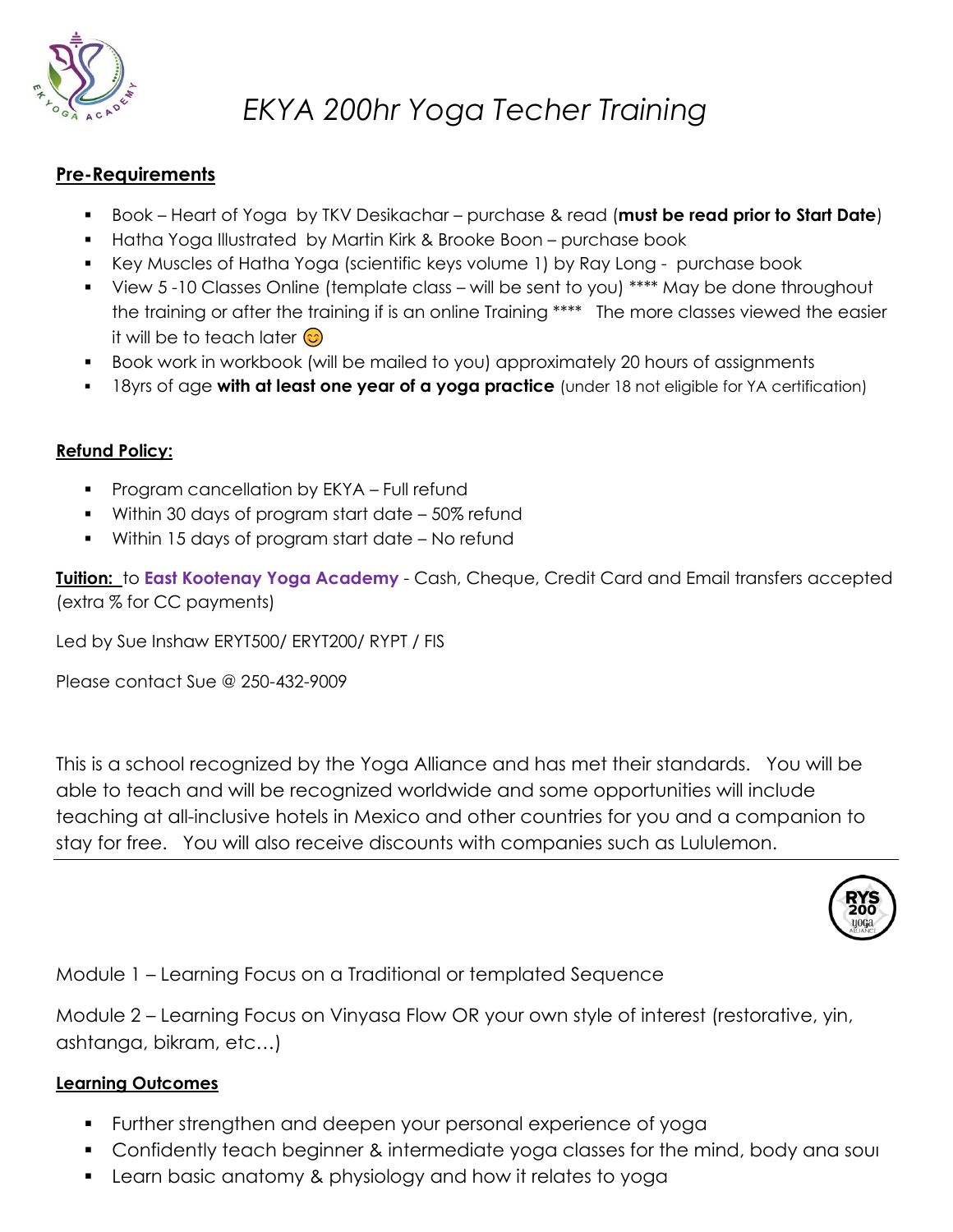# *EKYA 200hr Yoga Techer Training*

**Pre-Requirements**

- Book – Heart of Yoga by TKV Desikachar – purchase & read (**must be read prior to Start Date**)
- Hatha Yoga Illustrated by Martin Kirk & Brooke Boon – purchase book
- Key Muscles of Hatha Yoga (scientific keys volume 1) by Ray Long - purchase book
- View 5 -10 Classes Online (template class – will be sent to you) **** May be done throughout the training or after the training if is an online Training **** The more classes viewed the easier it will be to teach later 😊
- Book work in workbook (will be mailed to you) approximately 20 hours of assignments
- 18yrs of age **with at least one year of a yoga practice** (under 18 not eligible for YA certification)

**Refund Policy:**

- Program cancellation by EKYA – Full refund
- Within 30 days of program start date – 50% refund
- Within 15 days of program start date – No refund

**Tuition:** to **East Kootenay Yoga Academy** - Cash, Cheque, Credit Card and Email transfers accepted (extra % for CC payments)

Led by Sue Inshaw ERYT500/ ERYT200/ RYPT / FIS

Please contact Sue @ 250-432-9009

This is a school recognized by the Yoga Alliance and has met their standards. You will be able to teach and will be recognized worldwide and some opportunities will include teaching at all-inclusive hotels in Mexico and other countries for you and a companion to stay for free. You will also receive discounts with companies such as Lululemon.

---

Module 1 – Learning Focus on a Traditional or templated Sequence

Module 2 – Learning Focus on Vinyasa Flow OR your own style of interest (restorative, yin, ashtanga, bikram, etc…)

**Learning Outcomes**

- Further strengthen and deepen your personal experience of yoga
- Confidently teach beginner & intermediate yoga classes for the mind, body and soul
- Learn basic anatomy & physiology and how it relates to yoga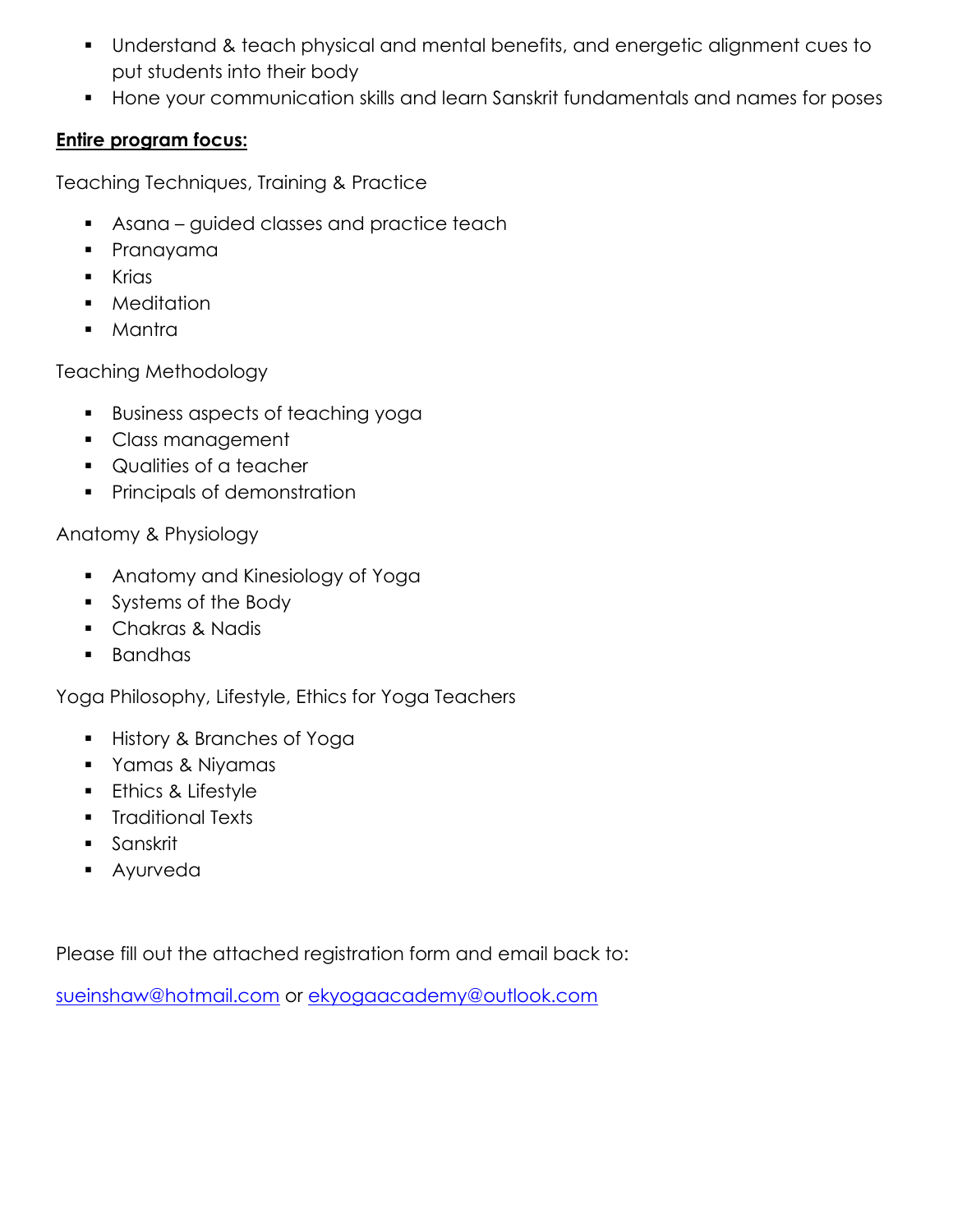- Understand & teach physical and mental benefits, and energetic alignment cues to put students into their body
- Hone your communication skills and learn Sanskrit fundamentals and names for poses

**<u>Entire program focus:</u>**

Teaching Techniques, Training & Practice

- Asana – guided classes and practice teach
- Pranayama
- Krias
- Meditation
- Mantra

Teaching Methodology

- Business aspects of teaching yoga
- Class management
- Qualities of a teacher
- Principals of demonstration

Anatomy & Physiology

- Anatomy and Kinesiology of Yoga
- Systems of the Body
- Chakras & Nadis
- Bandhas

Yoga Philosophy, Lifestyle, Ethics for Yoga Teachers

- History & Branches of Yoga
- Yamas & Niyamas
- Ethics & Lifestyle
- Traditional Texts
- Sanskrit
- Ayurveda

Please fill out the attached registration form and email back to:

[sueinshaw@hotmail.com](mailto:sueinshaw@hotmail.com) or [ekyogaacademy@outlook.com](mailto:ekyogaacademy@outlook.com)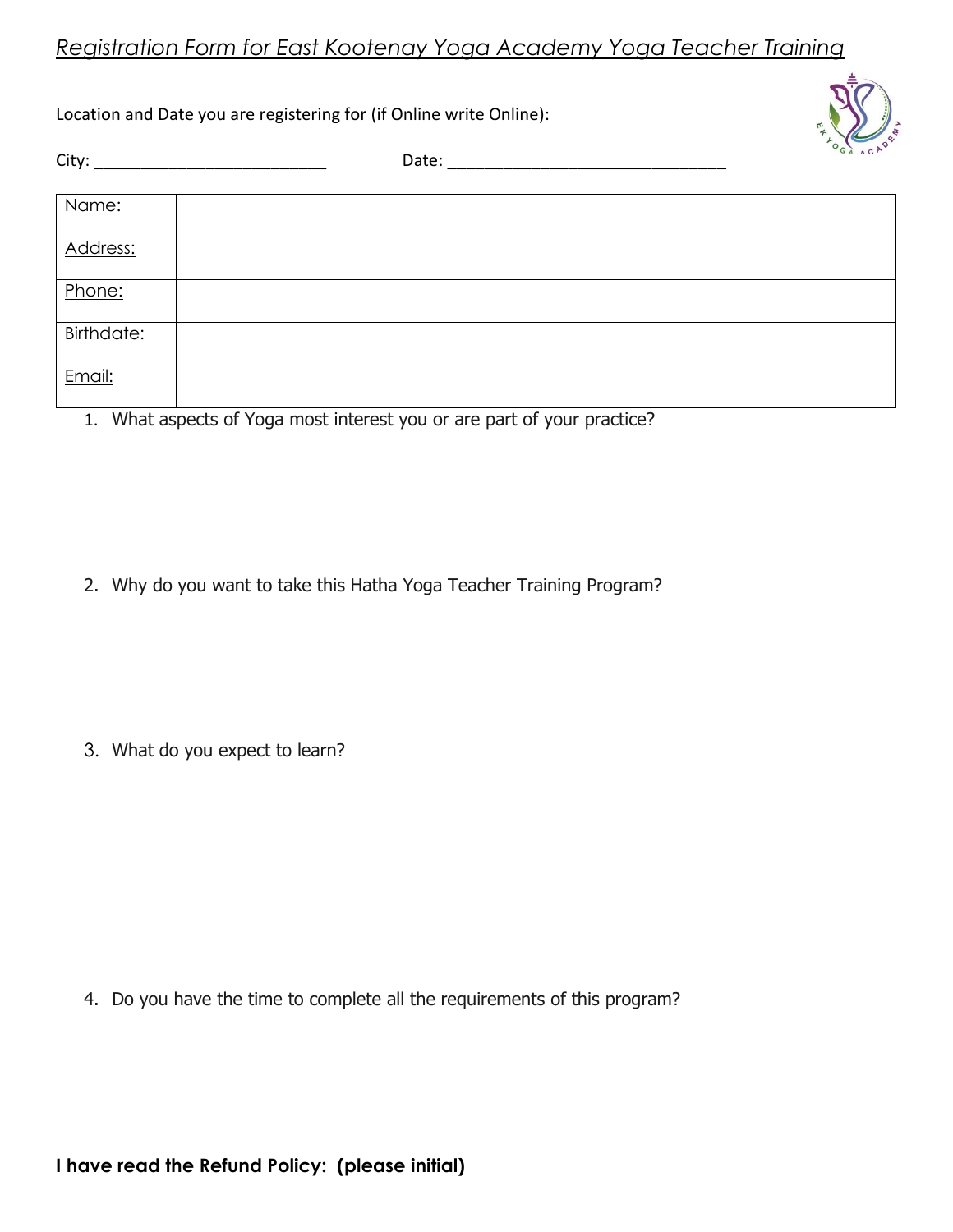*Registration Form for East Kootenay Yoga Academy Yoga Teacher Training*

Location and Date you are registering for (if Online write Online):

City: ___________________________ Date: ________________________________

| | |
|---|---|
| Name: | |
| Address: | |
| Phone: | |
| Birthdate: | |
| Email: | |

1. What aspects of Yoga most interest you or are part of your practice?

2. Why do you want to take this Hatha Yoga Teacher Training Program?

3. What do you expect to learn?

4. Do you have the time to complete all the requirements of this program?

**I have read the Refund Policy: (please initial)**